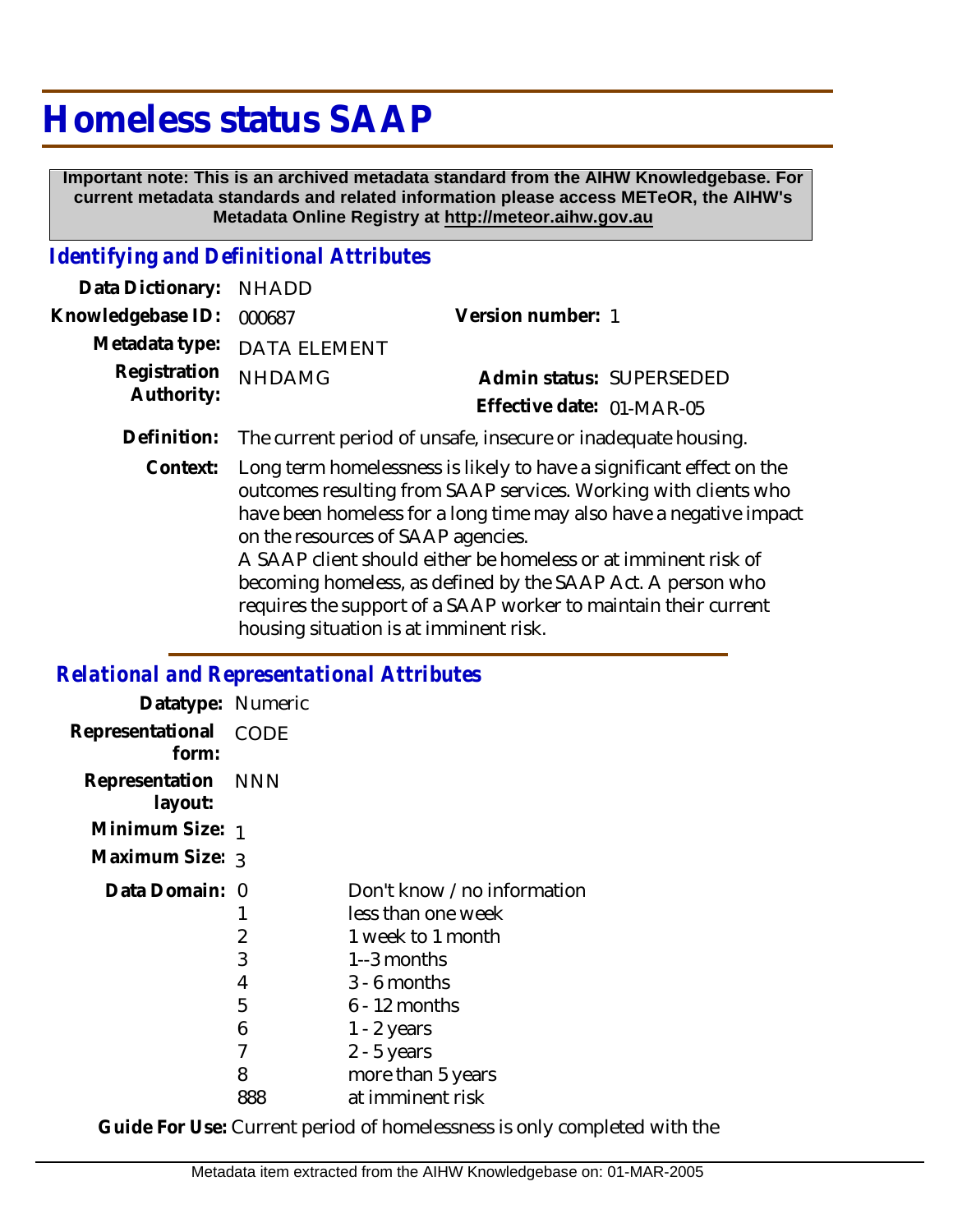# Homeless status SAAP

**Important note: This is an archived metadata standard from the AIHW Knowledgebase. For current metadata standards and related information please access METeOR, the AIHW's Metadata Online Registry at http://meteor.aihw.gov.au**

## *Identifying and Definitional Attributes*

**Data Dictionary:** NHADD

**Knowledgebase ID:** 000687

**Version number:** 1

**Metadata type:** DATA ELEMENT

**Registration Authority:** NHDAMG

**Admin status:** SUPERSEDED

**Effective date:** 01-MAR-05

**Definition:** The current period of unsafe, insecure or inadequate housing.

**Context:** Long term homelessness is likely to have a significant effect on the outcomes resulting from SAAP services. Working with clients who have been homeless for a long time may also have a negative impact on the resources of SAAP agencies.
A SAAP client should either be homeless or at imminent risk of becoming homeless, as defined by the SAAP Act. A person who requires the support of a SAAP worker to maintain their current housing situation is at imminent risk.

## *Relational and Representational Attributes*

**Datatype:** Numeric

**Representational form:** CODE

**Representation layout:** NNN

**Minimum Size:** 1

**Maximum Size:** 3

**Data Domain:**

| Code | Description |
|---|---|
| 0 | Don't know / no information |
| 1 | less than one week |
| 2 | 1 week to 1 month |
| 3 | 1--3 months |
| 4 | 3 - 6 months |
| 5 | 6 - 12 months |
| 6 | 1 - 2 years |
| 7 | 2 - 5 years |
| 8 | more than 5 years |
| 888 | at imminent risk |

**Guide For Use:** Current period of homelessness is only completed with the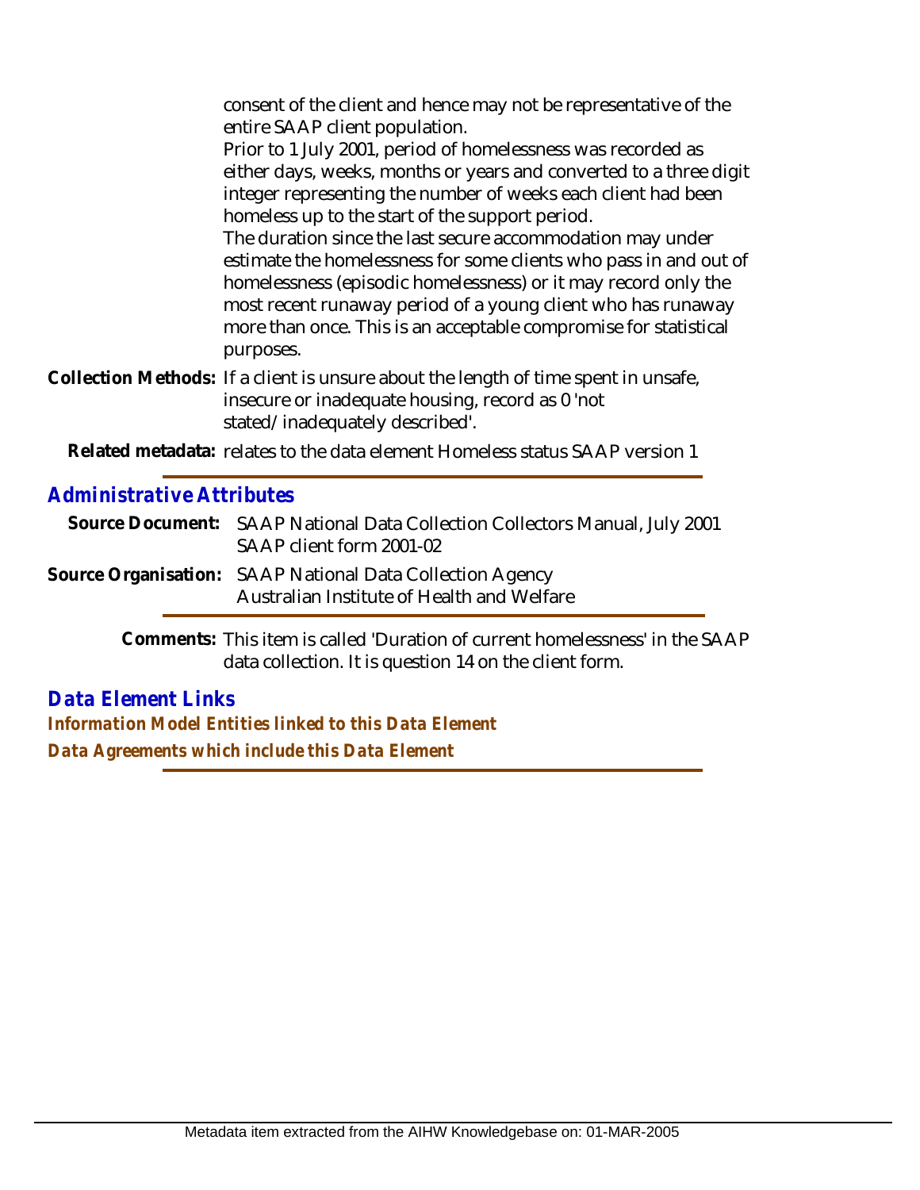consent of the client and hence may not be representative of the entire SAAP client population.

Prior to 1 July 2001, period of homelessness was recorded as either days, weeks, months or years and converted to a three digit integer representing the number of weeks each client had been homeless up to the start of the support period.

The duration since the last secure accommodation may under estimate the homelessness for some clients who pass in and out of homelessness (episodic homelessness) or it may record only the most recent runaway period of a young client who has runaway more than once. This is an acceptable compromise for statistical purposes.

**Collection Methods:** If a client is unsure about the length of time spent in unsafe, insecure or inadequate housing, record as 0 'not stated/inadequately described'.

**Related metadata:** relates to the data element Homeless status SAAP version 1

## Administrative Attributes

**Source Document:** SAAP National Data Collection Collectors Manual, July 2001
SAAP client form 2001-02

**Source Organisation:** SAAP National Data Collection Agency
Australian Institute of Health and Welfare

**Comments:** This item is called 'Duration of current homelessness' in the SAAP data collection. It is question 14 on the client form.

## Data Element Links

***Information Model Entities linked to this Data Element***

***Data Agreements which include this Data Element***